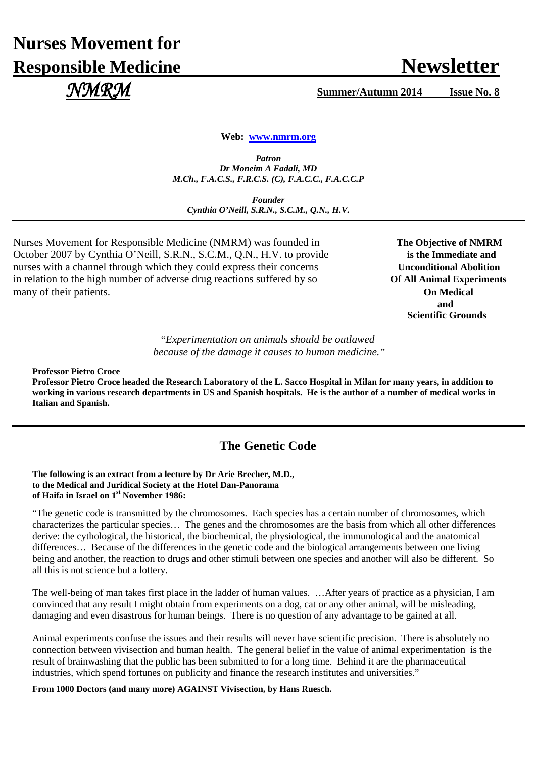# Nurses Movement for Responsible Medicine

# Newsletter

*NMRM*

**Summer/Autumn 2014 Issue No. 8**

**Web: www.nmrm.org**

***Patron***
***Dr Moneim A Fadali, MD***
***M.Ch., F.A.C.S., F.R.C.S. (C), F.A.C.C., F.A.C.C.P***

***Founder***
***Cynthia O'Neill, S.R.N., S.C.M., Q.N., H.V.***

Nurses Movement for Responsible Medicine (NMRM) was founded in October 2007 by Cynthia O'Neill, S.R.N., S.C.M., Q.N., H.V. to provide nurses with a channel through which they could express their concerns in relation to the high number of adverse drug reactions suffered by so many of their patients.

**The Objective of NMRM is the Immediate and Unconditional Abolition Of All Animal Experiments On Medical and Scientific Grounds**

*"Experimentation on animals should be outlawed because of the damage it causes to human medicine."*

**Professor Pietro Croce**
**Professor Pietro Croce headed the Research Laboratory of the L. Sacco Hospital in Milan for many years, in addition to working in various research departments in US and Spanish hospitals. He is the author of a number of medical works in Italian and Spanish.**

## The Genetic Code

**The following is an extract from a lecture by Dr Arie Brecher, M.D., to the Medical and Juridical Society at the Hotel Dan-Panorama of Haifa in Israel on 1st November 1986:**

"The genetic code is transmitted by the chromosomes. Each species has a certain number of chromosomes, which characterizes the particular species… The genes and the chromosomes are the basis from which all other differences derive: the cythological, the historical, the biochemical, the physiological, the immunological and the anatomical differences… Because of the differences in the genetic code and the biological arrangements between one living being and another, the reaction to drugs and other stimuli between one species and another will also be different. So all this is not science but a lottery.

The well-being of man takes first place in the ladder of human values. …After years of practice as a physician, I am convinced that any result I might obtain from experiments on a dog, cat or any other animal, will be misleading, damaging and even disastrous for human beings. There is no question of any advantage to be gained at all.

Animal experiments confuse the issues and their results will never have scientific precision. There is absolutely no connection between vivisection and human health. The general belief in the value of animal experimentation is the result of brainwashing that the public has been submitted to for a long time. Behind it are the pharmaceutical industries, which spend fortunes on publicity and finance the research institutes and universities."

**From 1000 Doctors (and many more) AGAINST Vivisection, by Hans Ruesch.**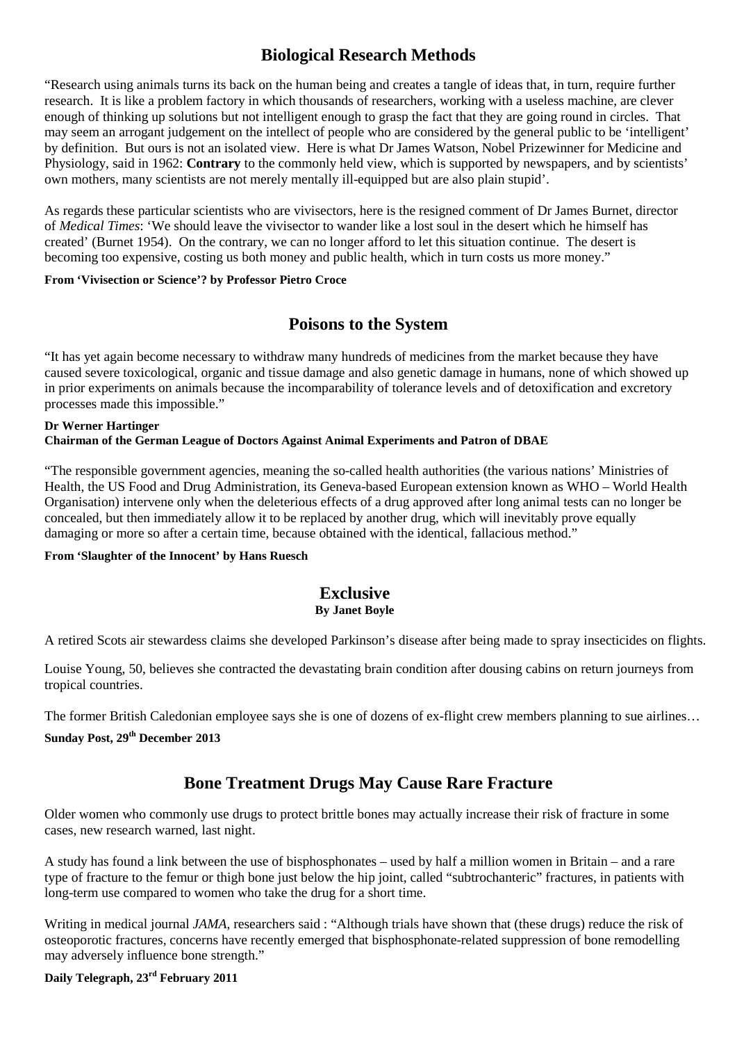## Biological Research Methods

"Research using animals turns its back on the human being and creates a tangle of ideas that, in turn, require further research. It is like a problem factory in which thousands of researchers, working with a useless machine, are clever enough of thinking up solutions but not intelligent enough to grasp the fact that they are going round in circles. That may seem an arrogant judgement on the intellect of people who are considered by the general public to be 'intelligent' by definition. But ours is not an isolated view. Here is what Dr James Watson, Nobel Prizewinner for Medicine and Physiology, said in 1962: **Contrary** to the commonly held view, which is supported by newspapers, and by scientists' own mothers, many scientists are not merely mentally ill-equipped but are also plain stupid'.

As regards these particular scientists who are vivisectors, here is the resigned comment of Dr James Burnet, director of *Medical Times*: 'We should leave the vivisector to wander like a lost soul in the desert which he himself has created' (Burnet 1954). On the contrary, we can no longer afford to let this situation continue. The desert is becoming too expensive, costing us both money and public health, which in turn costs us more money."

**From 'Vivisection or Science'? by Professor Pietro Croce**

## Poisons to the System

"It has yet again become necessary to withdraw many hundreds of medicines from the market because they have caused severe toxicological, organic and tissue damage and also genetic damage in humans, none of which showed up in prior experiments on animals because the incomparability of tolerance levels and of detoxification and excretory processes made this impossible."

**Dr Werner Hartinger**
**Chairman of the German League of Doctors Against Animal Experiments and Patron of DBAE**

"The responsible government agencies, meaning the so-called health authorities (the various nations' Ministries of Health, the US Food and Drug Administration, its Geneva-based European extension known as WHO – World Health Organisation) intervene only when the deleterious effects of a drug approved after long animal tests can no longer be concealed, but then immediately allow it to be replaced by another drug, which will inevitably prove equally damaging or more so after a certain time, because obtained with the identical, fallacious method."

**From 'Slaughter of the Innocent' by Hans Ruesch**

## Exclusive

**By Janet Boyle**

A retired Scots air stewardess claims she developed Parkinson's disease after being made to spray insecticides on flights.

Louise Young, 50, believes she contracted the devastating brain condition after dousing cabins on return journeys from tropical countries.

The former British Caledonian employee says she is one of dozens of ex-flight crew members planning to sue airlines…

**Sunday Post, 29th December 2013**

## Bone Treatment Drugs May Cause Rare Fracture

Older women who commonly use drugs to protect brittle bones may actually increase their risk of fracture in some cases, new research warned, last night.

A study has found a link between the use of bisphosphonates – used by half a million women in Britain – and a rare type of fracture to the femur or thigh bone just below the hip joint, called "subtrochanteric" fractures, in patients with long-term use compared to women who take the drug for a short time.

Writing in medical journal *JAMA*, researchers said : "Although trials have shown that (these drugs) reduce the risk of osteoporotic fractures, concerns have recently emerged that bisphosphonate-related suppression of bone remodelling may adversely influence bone strength."

**Daily Telegraph, 23rd February 2011**